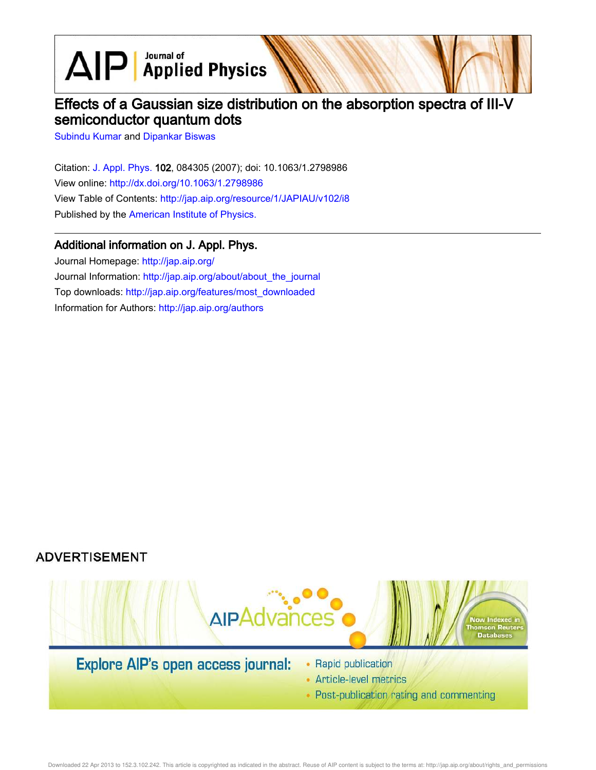# Effects of a Gaussian size distribution on the absorption spectra of III-V semiconductor quantum dots

Subindu Kumar and Dipankar Biswas

Citation: J. Appl. Phys. **102**, 084305 (2007); doi: 10.1063/1.2798986

View online: http://dx.doi.org/10.1063/1.2798986

View Table of Contents: http://jap.aip.org/resource/1/JAPIAU/v102/i8

Published by the American Institute of Physics.

## Additional information on J. Appl. Phys.

Journal Homepage: http://jap.aip.org/

Journal Information: http://jap.aip.org/about/about_the_journal

Top downloads: http://jap.aip.org/features/most_downloaded

Information for Authors: http://jap.aip.org/authors

ADVERTISEMENT

AIPAdvances

Now Indexed in Thomson Reuters Databases

Explore AIP's open access journal:

- Rapid publication
- Article-level metrics
- Post-publication rating and commenting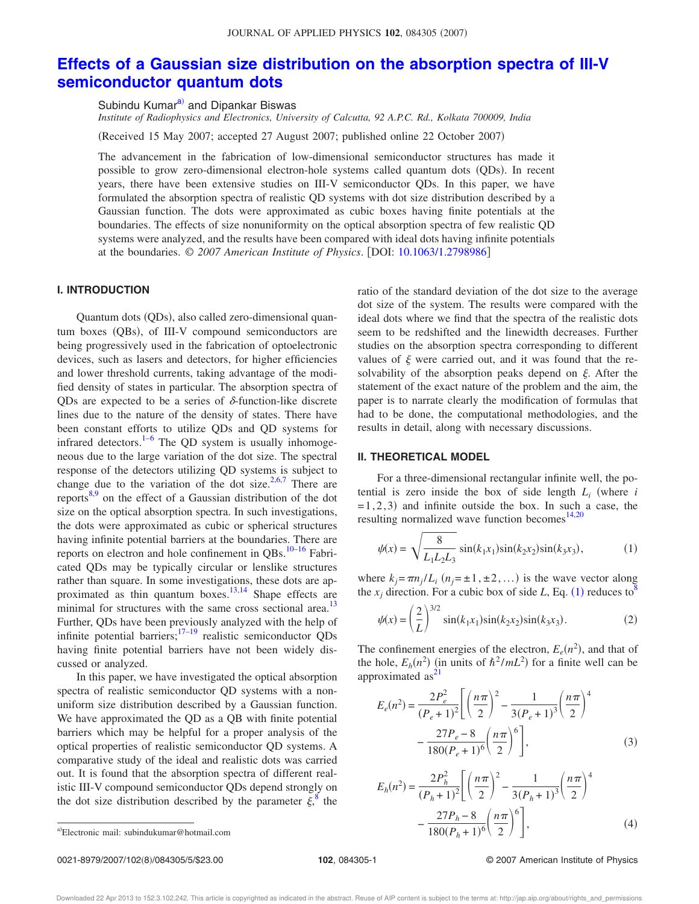# Effects of a Gaussian size distribution on the absorption spectra of III-V semiconductor quantum dots

Subindu Kumar[a] and Dipankar Biswas

*Institute of Radiophysics and Electronics, University of Calcutta, 92 A.P.C. Rd., Kolkata 700009, India*

(Received 15 May 2007; accepted 27 August 2007; published online 22 October 2007)

The advancement in the fabrication of low-dimensional semiconductor structures has made it possible to grow zero-dimensional electron-hole systems called quantum dots (QDs). In recent years, there have been extensive studies on III-V semiconductor QDs. In this paper, we have formulated the absorption spectra of realistic QD systems with dot size distribution described by a Gaussian function. The dots were approximated as cubic boxes having finite potentials at the boundaries. The effects of size nonuniformity on the optical absorption spectra of few realistic QD systems were analyzed, and the results have been compared with ideal dots having infinite potentials at the boundaries. © *2007 American Institute of Physics*. [DOI: 10.1063/1.2798986]

## I. INTRODUCTION

Quantum dots (QDs), also called zero-dimensional quantum boxes (QBs), of III-V compound semiconductors are being progressively used in the fabrication of optoelectronic devices, such as lasers and detectors, for higher efficiencies and lower threshold currents, taking advantage of the modified density of states in particular. The absorption spectra of QDs are expected to be a series of $\delta$-function-like discrete lines due to the nature of the density of states. There have been constant efforts to utilize QDs and QD systems for infrared detectors.[1–6] The QD system is usually inhomogeneous due to the large variation of the dot size. The spectral response of the detectors utilizing QD systems is subject to change due to the variation of the dot size.[2,6,7] There are reports[8,9] on the effect of a Gaussian distribution of the dot size on the optical absorption spectra. In such investigations, the dots were approximated as cubic or spherical structures having infinite potential barriers at the boundaries. There are reports on electron and hole confinement in QBs.[10–16] Fabricated QDs may be typically circular or lenslike structures rather than square. In some investigations, these dots are approximated as thin quantum boxes.[13,14] Shape effects are minimal for structures with the same cross sectional area.[13] Further, QDs have been previously analyzed with the help of infinite potential barriers;[17–19] realistic semiconductor QDs having finite potential barriers have not been widely discussed or analyzed.

In this paper, we have investigated the optical absorption spectra of realistic semiconductor QD systems with a nonuniform size distribution described by a Gaussian function. We have approximated the QD as a QB with finite potential barriers which may be helpful for a proper analysis of the optical properties of realistic semiconductor QD systems. A comparative study of the ideal and realistic dots was carried out. It is found that the absorption spectra of different realistic III-V compound semiconductor QDs depend strongly on the dot size distribution described by the parameter $\xi$,[8] the ratio of the standard deviation of the dot size to the average dot size of the system. The results were compared with the ideal dots where we find that the spectra of the realistic dots seem to be redshifted and the linewidth decreases. Further studies on the absorption spectra corresponding to different values of $\xi$ were carried out, and it was found that the resolvability of the absorption peaks depend on $\xi$. After the statement of the exact nature of the problem and the aim, the paper is to narrate clearly the modification of formulas that had to be done, the computational methodologies, and the results in detail, along with necessary discussions.

## II. THEORETICAL MODEL

For a three-dimensional rectangular infinite well, the potential is zero inside the box of side length $L_i$ (where $i = 1,2,3$) and infinite outside the box. In such a case, the resulting normalized wave function becomes[14,20]

$$\psi(x) = \sqrt{\frac{8}{L_1 L_2 L_3}}\,\sin(k_1 x_1)\sin(k_2 x_2)\sin(k_3 x_3), \tag{1}$$

where $k_j = \pi n_j / L_i$ ($n_j = \pm 1, \pm 2, \ldots$) is the wave vector along the $x_j$ direction. For a cubic box of side $L$, Eq. (1) reduces to[8]

$$\psi(x) = \left(\frac{2}{L}\right)^{3/2} \sin(k_1 x_1)\sin(k_2 x_2)\sin(k_3 x_3). \tag{2}$$

The confinement energies of the electron, $E_e(n^2)$, and that of the hole, $E_h(n^2)$ (in units of $\hbar^2/mL^2$) for a finite well can be approximated as[21]

$$E_e(n^2) = \frac{2P_e^2}{(P_e+1)^2}\left[\left(\frac{n\pi}{2}\right)^2 - \frac{1}{3(P_e+1)^3}\left(\frac{n\pi}{2}\right)^4 - \frac{27P_e - 8}{180(P_e+1)^6}\left(\frac{n\pi}{2}\right)^6\right], \tag{3}$$

$$E_h(n^2) = \frac{2P_h^2}{(P_h+1)^2}\left[\left(\frac{n\pi}{2}\right)^2 - \frac{1}{3(P_h+1)^3}\left(\frac{n\pi}{2}\right)^4 - \frac{27P_h - 8}{180(P_h+1)^6}\left(\frac{n\pi}{2}\right)^6\right], \tag{4}$$

[a]Electronic mail: subindukumar@hotmail.com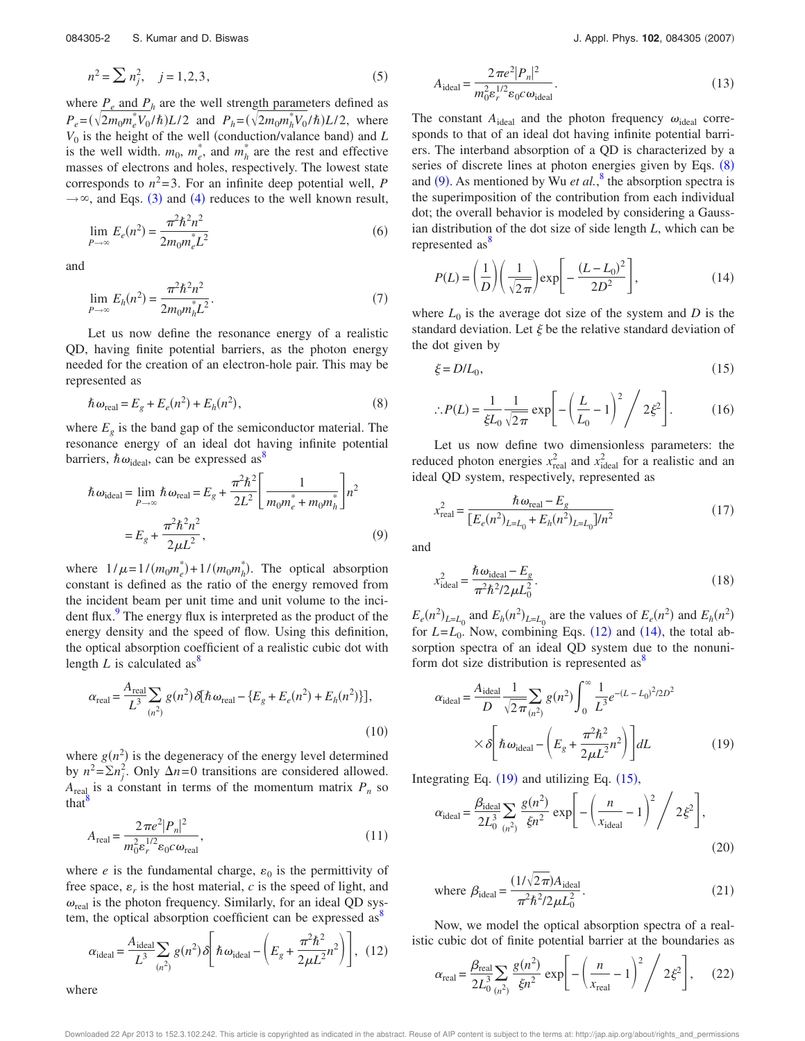$$n^2 = \sum n_j^2, \quad j = 1,2,3, \tag{5}$$

where $P_e$ and $P_h$ are the well strength parameters defined as $P_e = (\sqrt{2m_0 m_e^* V_0}/\hbar)L/2$ and $P_h = (\sqrt{2m_0 m_h^* V_0}/\hbar)L/2$, where $V_0$ is the height of the well (conduction/valance band) and $L$ is the well width. $m_0$, $m_e^*$, and $m_h^*$ are the rest and effective masses of electrons and holes, respectively. The lowest state corresponds to $n^2 = 3$. For an infinite deep potential well, $P \to \infty$, and Eqs. (3) and (4) reduces to the well known result,

$$\lim_{P\to\infty} E_e(n^2) = \frac{\pi^2 \hbar^2 n^2}{2m_0 m_e^* L^2} \tag{6}$$

and

$$\lim_{P\to\infty} E_h(n^2) = \frac{\pi^2 \hbar^2 n^2}{2m_0 m_h^* L^2}. \tag{7}$$

Let us now define the resonance energy of a realistic QD, having finite potential barriers, as the photon energy needed for the creation of an electron-hole pair. This may be represented as

$$\hbar\omega_{\text{real}} = E_g + E_e(n^2) + E_h(n^2), \tag{8}$$

where $E_g$ is the band gap of the semiconductor material. The resonance energy of an ideal dot having infinite potential barriers, $\hbar\omega_{\text{ideal}}$, can be expressed as[8]

$$\hbar\omega_{\text{ideal}} = \lim_{P\to\infty} \hbar\omega_{\text{real}} = E_g + \frac{\pi^2\hbar^2}{2L^2}\left[\frac{1}{m_0 m_e^* + m_0 m_h^*}\right] n^2$$
$$= E_g + \frac{\pi^2\hbar^2 n^2}{2\mu L^2}, \tag{9}$$

where $1/\mu = 1/(m_0 m_e^*) + 1/(m_0 m_h^*)$. The optical absorption constant is defined as the ratio of the energy removed from the incident beam per unit time and unit volume to the incident flux.[9] The energy flux is interpreted as the product of the energy density and the speed of flow. Using this definition, the optical absorption coefficient of a realistic cubic dot with length $L$ is calculated as[8]

$$\alpha_{\text{real}} = \frac{A_{\text{real}}}{L^3} \sum_{(n^2)} g(n^2)\,\delta[\hbar\omega_{\text{real}} - \{E_g + E_e(n^2) + E_h(n^2)\}], \tag{10}$$

where $g(n^2)$ is the degeneracy of the energy level determined by $n^2 = \Sigma n_j^2$. Only $\Delta n = 0$ transitions are considered allowed. $A_{\text{real}}$ is a constant in terms of the momentum matrix $P_n$ so that[8]

$$A_{\text{real}} = \frac{2\pi e^2 |P_n|^2}{m_0^2 \varepsilon_r^{1/2} \varepsilon_0 c\,\omega_{\text{real}}}, \tag{11}$$

where $e$ is the fundamental charge, $\varepsilon_0$ is the permittivity of free space, $\varepsilon_r$ is the host material, $c$ is the speed of light, and $\omega_{\text{real}}$ is the photon frequency. Similarly, for an ideal QD system, the optical absorption coefficient can be expressed as[8]

$$\alpha_{\text{ideal}} = \frac{A_{\text{ideal}}}{L^3} \sum_{(n^2)} g(n^2)\,\delta\left[\hbar\omega_{\text{ideal}} - \left(E_g + \frac{\pi^2\hbar^2}{2\mu L^2} n^2\right)\right], \tag{12}$$

where

$$A_{\text{ideal}} = \frac{2\pi e^2 |P_n|^2}{m_0^2 \varepsilon_r^{1/2} \varepsilon_0 c\,\omega_{\text{ideal}}}. \tag{13}$$

The constant $A_{\text{ideal}}$ and the photon frequency $\omega_{\text{ideal}}$ corresponds to that of an ideal dot having infinite potential barriers. The interband absorption of a QD is characterized by a series of discrete lines at photon energies given by Eqs. (8) and (9). As mentioned by Wu *et al.*,[8] the absorption spectra is the superimposition of the contribution from each individual dot; the overall behavior is modeled by considering a Gaussian distribution of the dot size of side length $L$, which can be represented as[8]

$$P(L) = \left(\frac{1}{D}\right)\left(\frac{1}{\sqrt{2\pi}}\right)\exp\left[-\frac{(L-L_0)^2}{2D^2}\right], \tag{14}$$

where $L_0$ is the average dot size of the system and $D$ is the standard deviation. Let $\xi$ be the relative standard deviation of the dot given by

$$\xi = D/L_0, \tag{15}$$

$$\therefore P(L) = \frac{1}{\xi L_0}\frac{1}{\sqrt{2\pi}}\exp\left[-\left(\frac{L}{L_0}-1\right)^2 \Big/ 2\xi^2\right]. \tag{16}$$

Let us now define two dimensionless parameters: the reduced photon energies $x_{\text{real}}^2$ and $x_{\text{ideal}}^2$ for a realistic and an ideal QD system, respectively, represented as

$$x_{\text{real}}^2 = \frac{\hbar\omega_{\text{real}} - E_g}{[E_e(n^2)_{L=L_0} + E_h(n^2)_{L=L_0}]/n^2} \tag{17}$$

and

$$x_{\text{ideal}}^2 = \frac{\hbar\omega_{\text{ideal}} - E_g}{\pi^2\hbar^2/2\mu L_0^2}. \tag{18}$$

$E_e(n^2)_{L=L_0}$ and $E_h(n^2)_{L=L_0}$ are the values of $E_e(n^2)$ and $E_h(n^2)$ for $L = L_0$. Now, combining Eqs. (12) and (14), the total absorption spectra of an ideal QD system due to the nonuniform dot size distribution is represented as[8]

$$\alpha_{\text{ideal}} = \frac{A_{\text{ideal}}}{D}\frac{1}{\sqrt{2\pi}} \sum_{(n^2)} g(n^2) \int_0^\infty \frac{1}{L^3} e^{-(L-L_0)^2/2D^2}$$
$$\times\,\delta\left[\hbar\omega_{\text{ideal}} - \left(E_g + \frac{\pi^2\hbar^2}{2\mu L^2} n^2\right)\right] dL \tag{19}$$

Integrating Eq. (19) and utilizing Eq. (15),

$$\alpha_{\text{ideal}} = \frac{\beta_{\text{ideal}}}{2L_0^3} \sum_{(n^2)} \frac{g(n^2)}{\xi n^2} \exp\left[-\left(\frac{n}{x_{\text{ideal}}}-1\right)^2 \Big/ 2\xi^2\right], \tag{20}$$

$$\text{where } \beta_{\text{ideal}} = \frac{(1/\sqrt{2\pi})A_{\text{ideal}}}{\pi^2\hbar^2/2\mu L_0^2}. \tag{21}$$

Now, we model the optical absorption spectra of a realistic cubic dot of finite potential barrier at the boundaries as

$$\alpha_{\text{real}} = \frac{\beta_{\text{real}}}{2L_0^3} \sum_{(n^2)} \frac{g(n^2)}{\xi n^2} \exp\left[-\left(\frac{n}{x_{\text{real}}}-1\right)^2 \Big/ 2\xi^2\right], \tag{22}$$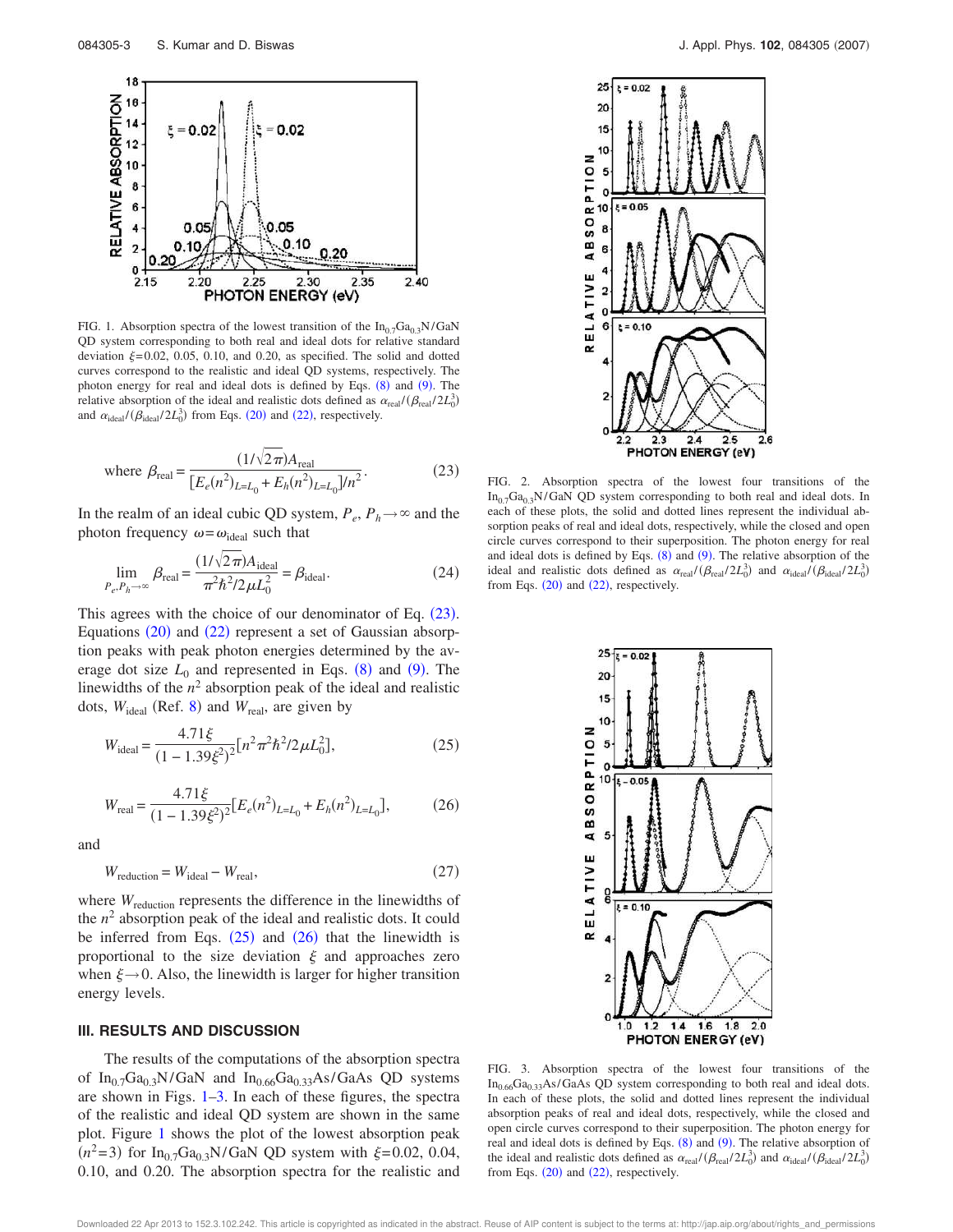FIG. 1. Absorption spectra of the lowest transition of the $In_{0.7}Ga_{0.3}N/GaN$ QD system corresponding to both real and ideal dots for relative standard deviation $\xi$=0.02, 0.05, 0.10, and 0.20, as specified. The solid and dotted curves correspond to the realistic and ideal QD systems, respectively. The photon energy for real and ideal dots is defined by Eqs. (8) and (9). The relative absorption of the ideal and realistic dots defined as $\alpha_{\text{real}}/(\beta_{\text{real}}/2L_0^3)$ and $\alpha_{\text{ideal}}/(\beta_{\text{ideal}}/2L_0^3)$ from Eqs. (20) and (22), respectively.

$$\text{where } \beta_{\text{real}} = \frac{(1/\sqrt{2\pi})A_{\text{real}}}{[E_e(n^2)_{L=L_0} + E_h(n^2)_{L=L_0}]/n^2}. \tag{23}$$

In the realm of an ideal cubic QD system, $P_e$, $P_h \to \infty$ and the photon frequency $\omega = \omega_{\text{ideal}}$ such that

$$\lim_{P_e,P_h\to\infty} \beta_{\text{real}} = \frac{(1/\sqrt{2\pi})A_{\text{ideal}}}{\pi^2\hbar^2/2\mu L_0^2} = \beta_{\text{ideal}}. \tag{24}$$

This agrees with the choice of our denominator of Eq. (23). Equations (20) and (22) represent a set of Gaussian absorption peaks with peak photon energies determined by the average dot size $L_0$ and represented in Eqs. (8) and (9). The linewidths of the $n^2$ absorption peak of the ideal and realistic dots, $W_{\text{ideal}}$ (Ref. 8) and $W_{\text{real}}$, are given by

$$W_{\text{ideal}} = \frac{4.71\xi}{(1-1.39\xi^2)^2}[n^2\pi^2\hbar^2/2\mu L_0^2], \tag{25}$$

$$W_{\text{real}} = \frac{4.71\xi}{(1-1.39\xi^2)^2}[E_e(n^2)_{L=L_0} + E_h(n^2)_{L=L_0}], \tag{26}$$

and

$$W_{\text{reduction}} = W_{\text{ideal}} - W_{\text{real}}, \tag{27}$$

where $W_{\text{reduction}}$ represents the difference in the linewidths of the $n^2$ absorption peak of the ideal and realistic dots. It could be inferred from Eqs. (25) and (26) that the linewidth is proportional to the size deviation $\xi$ and approaches zero when $\xi \to 0$. Also, the linewidth is larger for higher transition energy levels.

## III. RESULTS AND DISCUSSION

The results of the computations of the absorption spectra of $In_{0.7}Ga_{0.3}N/GaN$ and $In_{0.66}Ga_{0.33}As/GaAs$ QD systems are shown in Figs. 1–3. In each of these figures, the spectra of the realistic and ideal QD system are shown in the same plot. Figure 1 shows the plot of the lowest absorption peak ($n^2$=3) for $In_{0.7}Ga_{0.3}N/GaN$ QD system with $\xi$=0.02, 0.04, 0.10, and 0.20. The absorption spectra for the realistic and

FIG. 2. Absorption spectra of the lowest four transitions of the $In_{0.7}Ga_{0.3}N/GaN$ QD system corresponding to both real and ideal dots. In each of these plots, the solid and dotted lines represent the individual absorption peaks of real and ideal dots, respectively, while the closed and open circle curves correspond to their superposition. The photon energy for real and ideal dots is defined by Eqs. (8) and (9). The relative absorption of the ideal and realistic dots defined as $\alpha_{\text{real}}/(\beta_{\text{real}}/2L_0^3)$ and $\alpha_{\text{ideal}}/(\beta_{\text{ideal}}/2L_0^3)$ from Eqs. (20) and (22), respectively.

FIG. 3. Absorption spectra of the lowest four transitions of the $In_{0.66}Ga_{0.33}As/GaAs$ QD system corresponding to both real and ideal dots. In each of these plots, the solid and dotted lines represent the individual absorption peaks of real and ideal dots, respectively, while the closed and open circle curves correspond to their superposition. The photon energy for real and ideal dots is defined by Eqs. (8) and (9). The relative absorption of the ideal and realistic dots defined as $\alpha_{\text{real}}/(\beta_{\text{real}}/2L_0^3)$ and $\alpha_{\text{ideal}}/(\beta_{\text{ideal}}/2L_0^3)$ from Eqs. (20) and (22), respectively.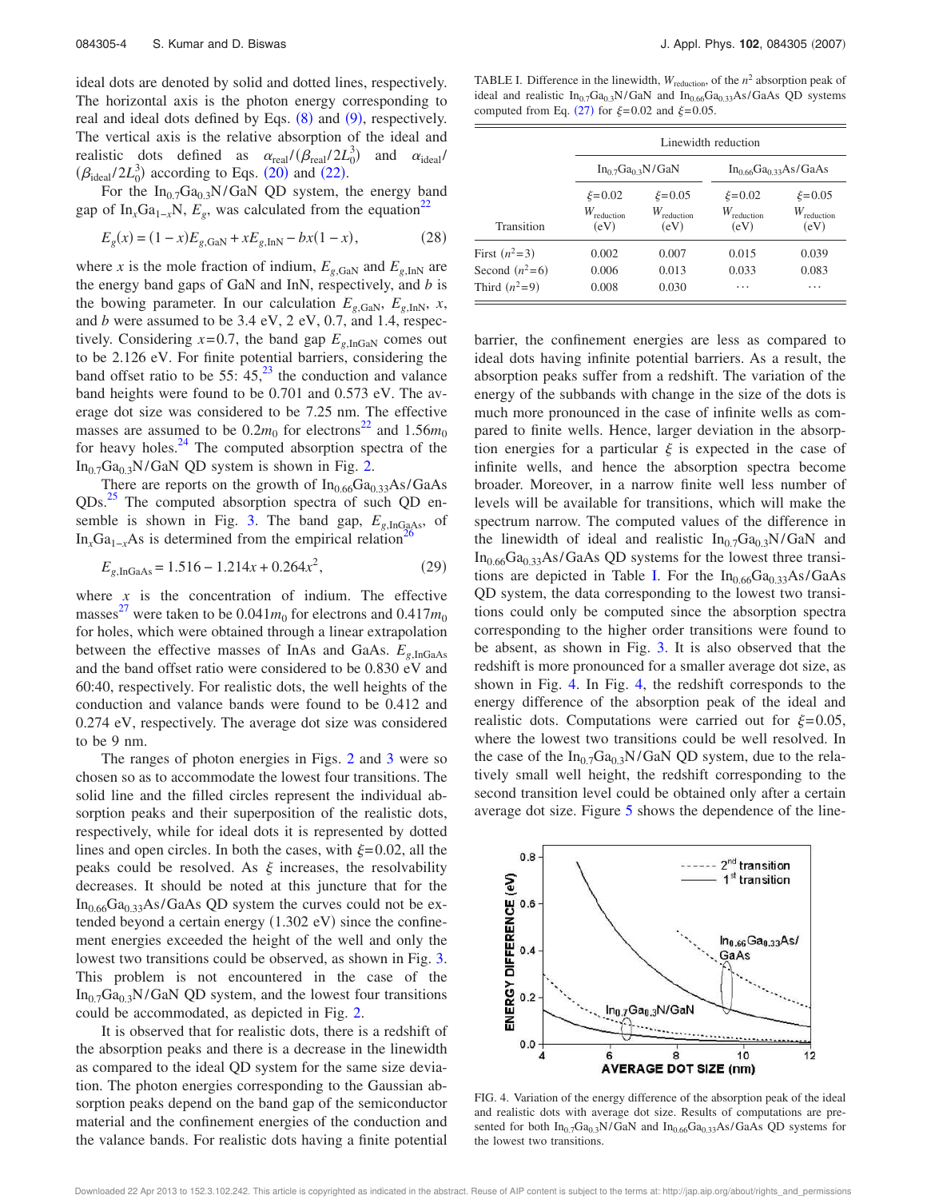ideal dots are denoted by solid and dotted lines, respectively. The horizontal axis is the photon energy corresponding to real and ideal dots defined by Eqs. (8) and (9), respectively. The vertical axis is the relative absorption of the ideal and realistic dots defined as $\alpha_{\mathrm{real}}/(\beta_{\mathrm{real}}/2L_0^3)$ and $\alpha_{\mathrm{ideal}}/(\beta_{\mathrm{ideal}}/2L_0^3)$ according to Eqs. (20) and (22).

For the $\mathrm{In_{0.7}Ga_{0.3}N/GaN}$ QD system, the energy band gap of $\mathrm{In}_x\mathrm{Ga}_{1-x}\mathrm{N}$, $E_g$, was calculated from the equation[22]

$$E_g(x) = (1-x)E_{g,\mathrm{GaN}} + xE_{g,\mathrm{InN}} - bx(1-x), \tag{28}$$

where $x$ is the mole fraction of indium, $E_{g,\mathrm{GaN}}$ and $E_{g,\mathrm{InN}}$ are the energy band gaps of GaN and InN, respectively, and $b$ is the bowing parameter. In our calculation $E_{g,\mathrm{GaN}}$, $E_{g,\mathrm{InN}}$, $x$, and $b$ were assumed to be 3.4 eV, 2 eV, 0.7, and 1.4, respectively. Considering $x=0.7$, the band gap $E_{g,\mathrm{InGaN}}$ comes out to be 2.126 eV. For finite potential barriers, considering the band offset ratio to be 55: 45,[23] the conduction and valance band heights were found to be 0.701 and 0.573 eV. The average dot size was considered to be 7.25 nm. The effective masses are assumed to be $0.2m_0$ for electrons[22] and $1.56m_0$ for heavy holes.[24] The computed absorption spectra of the $\mathrm{In_{0.7}Ga_{0.3}N/GaN}$ QD system is shown in Fig. 2.

There are reports on the growth of $\mathrm{In_{0.66}Ga_{0.33}As/GaAs}$ QDs.[25] The computed absorption spectra of such QD ensemble is shown in Fig. 3. The band gap, $E_{g,\mathrm{InGaAs}}$, of $\mathrm{In}_x\mathrm{Ga}_{1-x}\mathrm{As}$ is determined from the empirical relation[26]

$$E_{g,\mathrm{InGaAs}} = 1.516 - 1.214x + 0.264x^2, \tag{29}$$

where $x$ is the concentration of indium. The effective masses[27] were taken to be $0.041m_0$ for electrons and $0.417m_0$ for holes, which were obtained through a linear extrapolation between the effective masses of InAs and GaAs. $E_{g,\mathrm{InGaAs}}$ and the band offset ratio were considered to be 0.830 eV and 60:40, respectively. For realistic dots, the well heights of the conduction and valance bands were found to be 0.412 and 0.274 eV, respectively. The average dot size was considered to be 9 nm.

The ranges of photon energies in Figs. 2 and 3 were so chosen so as to accommodate the lowest four transitions. The solid line and the filled circles represent the individual absorption peaks and their superposition of the realistic dots, respectively, while for ideal dots it is represented by dotted lines and open circles. In both the cases, with $\xi=0.02$, all the peaks could be resolved. As $\xi$ increases, the resolvability decreases. It should be noted at this juncture that for the $\mathrm{In_{0.66}Ga_{0.33}As/GaAs}$ QD system the curves could not be extended beyond a certain energy (1.302 eV) since the confinement energies exceeded the height of the well and only the lowest two transitions could be observed, as shown in Fig. 3. This problem is not encountered in the case of the $\mathrm{In_{0.7}Ga_{0.3}N/GaN}$ QD system, and the lowest four transitions could be accommodated, as depicted in Fig. 2.

It is observed that for realistic dots, there is a redshift of the absorption peaks and there is a decrease in the linewidth as compared to the ideal QD system for the same size deviation. The photon energies corresponding to the Gaussian absorption peaks depend on the band gap of the semiconductor material and the confinement energies of the conduction and the valance bands. For realistic dots having a finite potential barrier, the confinement energies are less as compared to ideal dots having infinite potential barriers. As a result, the absorption peaks suffer from a redshift. The variation of the energy of the subbands with change in the size of the dots is much more pronounced in the case of infinite wells as compared to finite wells. Hence, larger deviation in the absorption energies for a particular $\xi$ is expected in the case of infinite wells, and hence the absorption spectra become broader. Moreover, in a narrow finite well less number of levels will be available for transitions, which will make the spectrum narrow. The computed values of the difference in the linewidth of ideal and realistic $\mathrm{In_{0.7}Ga_{0.3}N/GaN}$ and $\mathrm{In_{0.66}Ga_{0.33}As/GaAs}$ QD systems for the lowest three transitions are depicted in Table I. For the $\mathrm{In_{0.66}Ga_{0.33}As/GaAs}$ QD system, the data corresponding to the lowest two transitions could only be computed since the absorption spectra corresponding to the higher order transitions were found to be absent, as shown in Fig. 3. It is also observed that the redshift is more pronounced for a smaller average dot size, as shown in Fig. 4. In Fig. 4, the redshift corresponds to the energy difference of the absorption peak of the ideal and realistic dots. Computations were carried out for $\xi=0.05$, where the lowest two transitions could be well resolved. In the case of the $\mathrm{In_{0.7}Ga_{0.3}N/GaN}$ QD system, due to the relatively small well height, the redshift corresponding to the second transition level could be obtained only after a certain average dot size. Figure 5 shows the dependence of the line-

TABLE I. Difference in the linewidth, $W_{\mathrm{reduction}}$, of the $n^2$ absorption peak of ideal and realistic $\mathrm{In_{0.7}Ga_{0.3}N/GaN}$ and $\mathrm{In_{0.66}Ga_{0.33}As/GaAs}$ QD systems computed from Eq. (27) for $\xi=0.02$ and $\xi=0.05$.

| | Linewidth reduction | | | |
|---|---|---|---|---|
| | $\mathrm{In_{0.7}Ga_{0.3}N/GaN}$ | | $\mathrm{In_{0.66}Ga_{0.33}As/GaAs}$ | |
| Transition | $\xi=0.02$ $W_{\mathrm{reduction}}$ (eV) | $\xi=0.05$ $W_{\mathrm{reduction}}$ (eV) | $\xi=0.02$ $W_{\mathrm{reduction}}$ (eV) | $\xi=0.05$ $W_{\mathrm{reduction}}$ (eV) |
| First ($n^2=3$) | 0.002 | 0.007 | 0.015 | 0.039 |
| Second ($n^2=6$) | 0.006 | 0.013 | 0.033 | 0.083 |
| Third ($n^2=9$) | 0.008 | 0.030 | ... | ... |

FIG. 4. Variation of the energy difference of the absorption peak of the ideal and realistic dots with average dot size. Results of computations are presented for both $\mathrm{In_{0.7}Ga_{0.3}N/GaN}$ and $\mathrm{In_{0.66}Ga_{0.33}As/GaAs}$ QD systems for the lowest two transitions.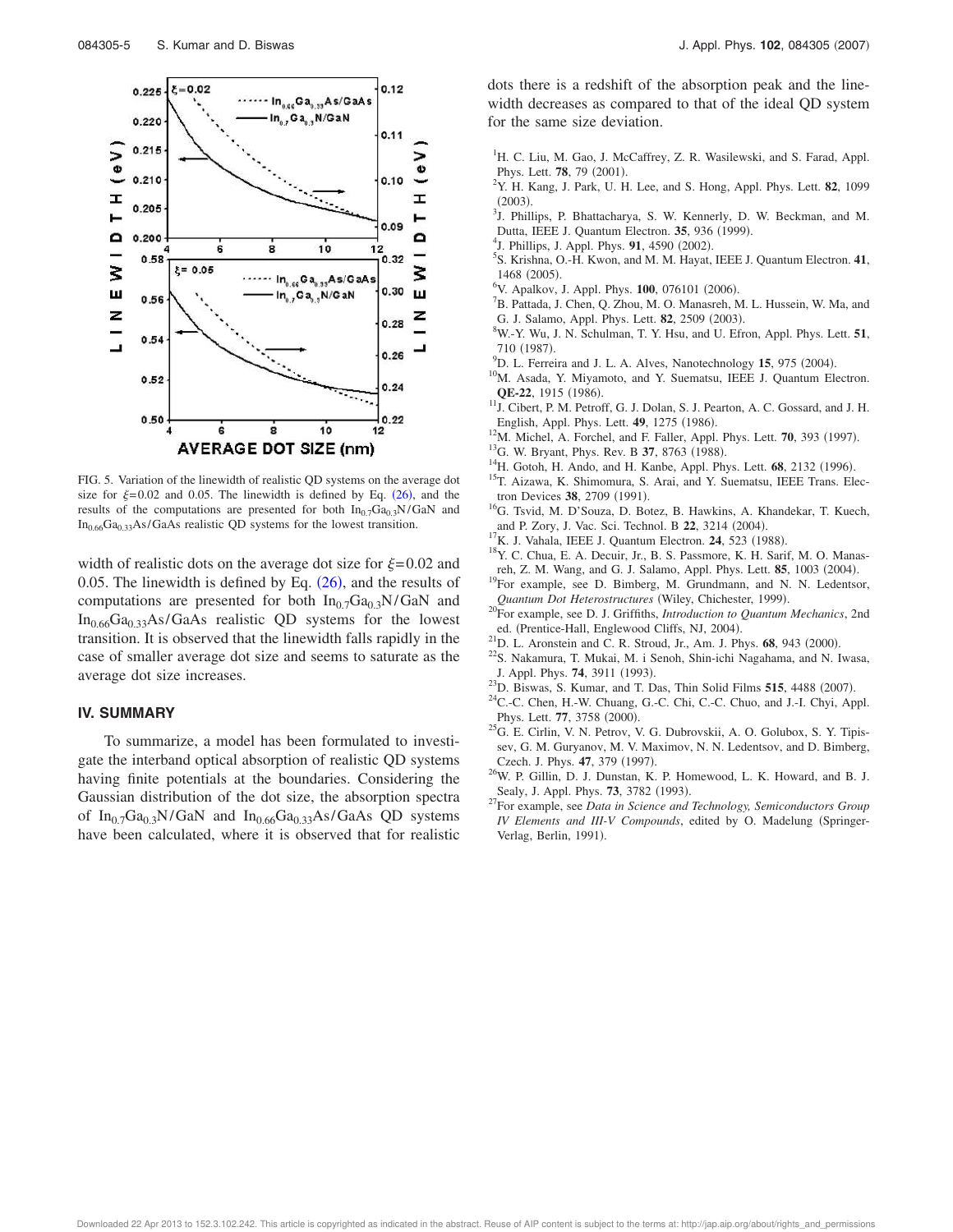$\xi=0.02$

$In_{0.66}Ga_{0.33}As/GaAs$

$In_{0.7}Ga_{0.3}N/GaN$

$\xi=0.05$

$In_{0.66}Ga_{0.33}As/GaAs$

$In_{0.7}Ga_{0.3}N/GaN$

LINEWIDTH (eV)

0.225, 0.220, 0.215, 0.210, 0.205, 0.200

0.12, 0.11, 0.10, 0.09

0.58, 0.56, 0.54, 0.52, 0.50

0.32, 0.30, 0.28, 0.26, 0.24, 0.22

4, 6, 8, 10, 12

AVERAGE DOT SIZE (nm)

FIG. 5. Variation of the linewidth of realistic QD systems on the average dot size for $\xi=0.02$ and 0.05. The linewidth is defined by Eq. (26), and the results of the computations are presented for both $In_{0.7}Ga_{0.3}N/GaN$ and $In_{0.66}Ga_{0.33}As/GaAs$ realistic QD systems for the lowest transition.

width of realistic dots on the average dot size for $\xi=0.02$ and 0.05. The linewidth is defined by Eq. (26), and the results of computations are presented for both $In_{0.7}Ga_{0.3}N/GaN$ and $In_{0.66}Ga_{0.33}As/GaAs$ realistic QD systems for the lowest transition. It is observed that the linewidth falls rapidly in the case of smaller average dot size and seems to saturate as the average dot size increases.

## IV. SUMMARY

To summarize, a model has been formulated to investigate the interband optical absorption of realistic QD systems having finite potentials at the boundaries. Considering the Gaussian distribution of the dot size, the absorption spectra of $In_{0.7}Ga_{0.3}N/GaN$ and $In_{0.66}Ga_{0.33}As/GaAs$ QD systems have been calculated, where it is observed that for realistic dots there is a redshift of the absorption peak and the linewidth decreases as compared to that of the ideal QD system for the same size deviation.

[1] H. C. Liu, M. Gao, J. McCaffrey, Z. R. Wasilewski, and S. Farad, Appl. Phys. Lett. **78**, 79 (2001).
[2] Y. H. Kang, J. Park, U. H. Lee, and S. Hong, Appl. Phys. Lett. **82**, 1099 (2003).
[3] J. Phillips, P. Bhattacharya, S. W. Kennerly, D. W. Beckman, and M. Dutta, IEEE J. Quantum Electron. **35**, 936 (1999).
[4] J. Phillips, J. Appl. Phys. **91**, 4590 (2002).
[5] S. Krishna, O.-H. Kwon, and M. M. Hayat, IEEE J. Quantum Electron. **41**, 1468 (2005).
[6] V. Apalkov, J. Appl. Phys. **100**, 076101 (2006).
[7] B. Pattada, J. Chen, Q. Zhou, M. O. Manasreh, M. L. Hussein, W. Ma, and G. J. Salamo, Appl. Phys. Lett. **82**, 2509 (2003).
[8] W.-Y. Wu, J. N. Schulman, T. Y. Hsu, and U. Efron, Appl. Phys. Lett. **51**, 710 (1987).
[9] D. L. Ferreira and J. L. A. Alves, Nanotechnology **15**, 975 (2004).
[10] M. Asada, Y. Miyamoto, and Y. Suematsu, IEEE J. Quantum Electron. **QE-22**, 1915 (1986).
[11] J. Cibert, P. M. Petroff, G. J. Dolan, S. J. Pearton, A. C. Gossard, and J. H. English, Appl. Phys. Lett. **49**, 1275 (1986).
[12] M. Michel, A. Forchel, and F. Faller, Appl. Phys. Lett. **70**, 393 (1997).
[13] G. W. Bryant, Phys. Rev. B **37**, 8763 (1988).
[14] H. Gotoh, H. Ando, and H. Kanbe, Appl. Phys. Lett. **68**, 2132 (1996).
[15] T. Aizawa, K. Shimomura, S. Arai, and Y. Suematsu, IEEE Trans. Electron Devices **38**, 2709 (1991).
[16] G. Tsvid, M. D'Souza, D. Botez, B. Hawkins, A. Khandekar, T. Kuech, and P. Zory, J. Vac. Sci. Technol. B **22**, 3214 (2004).
[17] K. J. Vahala, IEEE J. Quantum Electron. **24**, 523 (1988).
[18] Y. C. Chua, E. A. Decuir, Jr., B. S. Passmore, K. H. Sarif, M. O. Manasreh, Z. M. Wang, and G. J. Salamo, Appl. Phys. Lett. **85**, 1003 (2004).
[19] For example, see D. Bimberg, M. Grundmann, and N. N. Ledentsor, *Quantum Dot Heterostructures* (Wiley, Chichester, 1999).
[20] For example, see D. J. Griffiths, *Introduction to Quantum Mechanics*, 2nd ed. (Prentice-Hall, Englewood Cliffs, NJ, 2004).
[21] D. L. Aronstein and C. R. Stroud, Jr., Am. J. Phys. **68**, 943 (2000).
[22] S. Nakamura, T. Mukai, M. i Senoh, Shin-ichi Nagahama, and N. Iwasa, J. Appl. Phys. **74**, 3911 (1993).
[23] D. Biswas, S. Kumar, and T. Das, Thin Solid Films **515**, 4488 (2007).
[24] C.-C. Chen, H.-W. Chuang, G.-C. Chi, C.-C. Chuo, and J.-I. Chyi, Appl. Phys. Lett. **77**, 3758 (2000).
[25] G. E. Cirlin, V. N. Petrov, V. G. Dubrovskii, A. O. Golubox, S. Y. Tipissev, G. M. Guryanov, M. V. Maximov, N. N. Ledentsov, and D. Bimberg, Czech. J. Phys. **47**, 379 (1997).
[26] W. P. Gillin, D. J. Dunstan, K. P. Homewood, L. K. Howard, and B. J. Sealy, J. Appl. Phys. **73**, 3782 (1993).
[27] For example, see *Data in Science and Technology, Semiconductors Group IV Elements and III-V Compounds*, edited by O. Madelung (Springer-Verlag, Berlin, 1991).